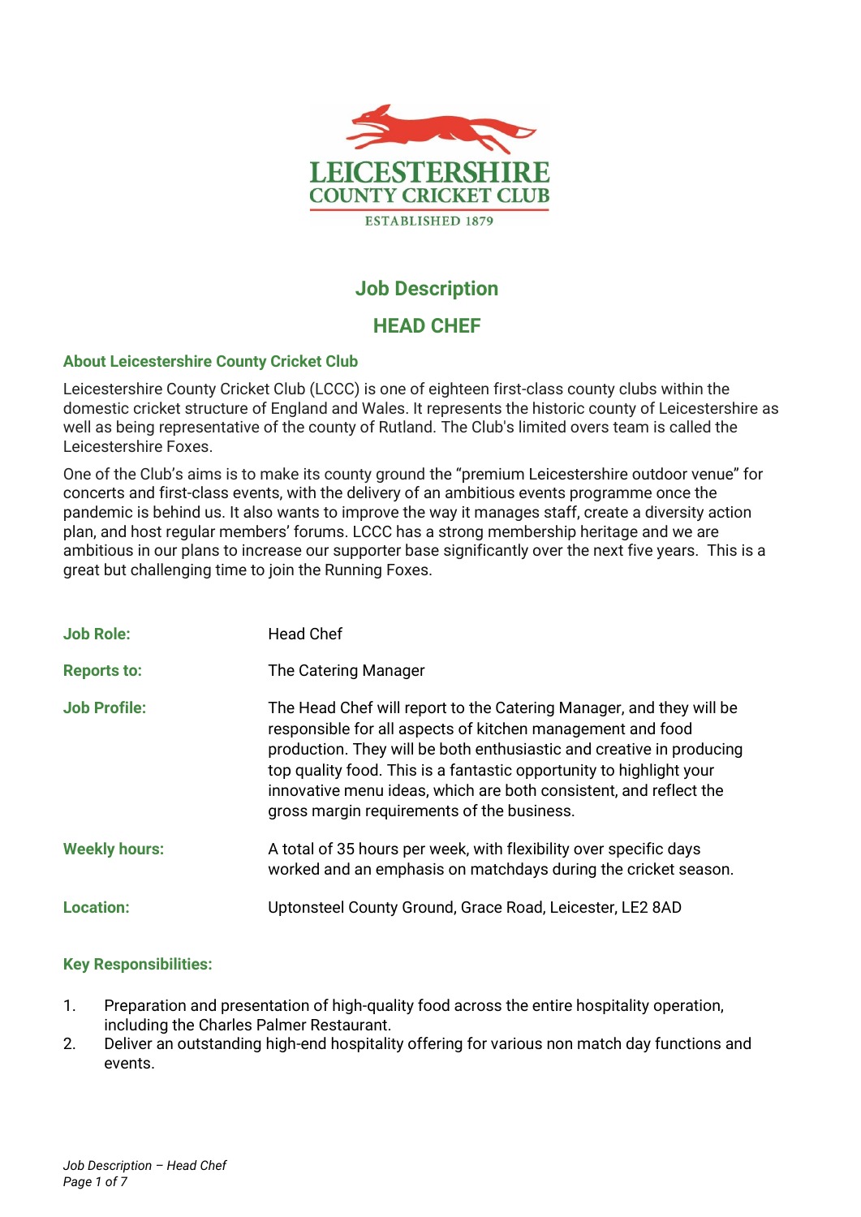LEICESTERSHIRE
COUNTY CRICKET CLUB
ESTABLISHED 1879

# Job Description

## HEAD CHEF

### About Leicestershire County Cricket Club

Leicestershire County Cricket Club (LCCC) is one of eighteen first-class county clubs within the domestic cricket structure of England and Wales. It represents the historic county of Leicestershire as well as being representative of the county of Rutland. The Club's limited overs team is called the Leicestershire Foxes.

One of the Club's aims is to make its county ground the "premium Leicestershire outdoor venue" for concerts and first-class events, with the delivery of an ambitious events programme once the pandemic is behind us. It also wants to improve the way it manages staff, create a diversity action plan, and host regular members' forums. LCCC has a strong membership heritage and we are ambitious in our plans to increase our supporter base significantly over the next five years. This is a great but challenging time to join the Running Foxes.

| | |
|---|---|
| **Job Role:** | Head Chef |
| **Reports to:** | The Catering Manager |
| **Job Profile:** | The Head Chef will report to the Catering Manager, and they will be responsible for all aspects of kitchen management and food production. They will be both enthusiastic and creative in producing top quality food. This is a fantastic opportunity to highlight your innovative menu ideas, which are both consistent, and reflect the gross margin requirements of the business. |
| **Weekly hours:** | A total of 35 hours per week, with flexibility over specific days worked and an emphasis on matchdays during the cricket season. |
| **Location:** | Uptonsteel County Ground, Grace Road, Leicester, LE2 8AD |

### Key Responsibilities:

1. Preparation and presentation of high-quality food across the entire hospitality operation, including the Charles Palmer Restaurant.
2. Deliver an outstanding high-end hospitality offering for various non match day functions and events.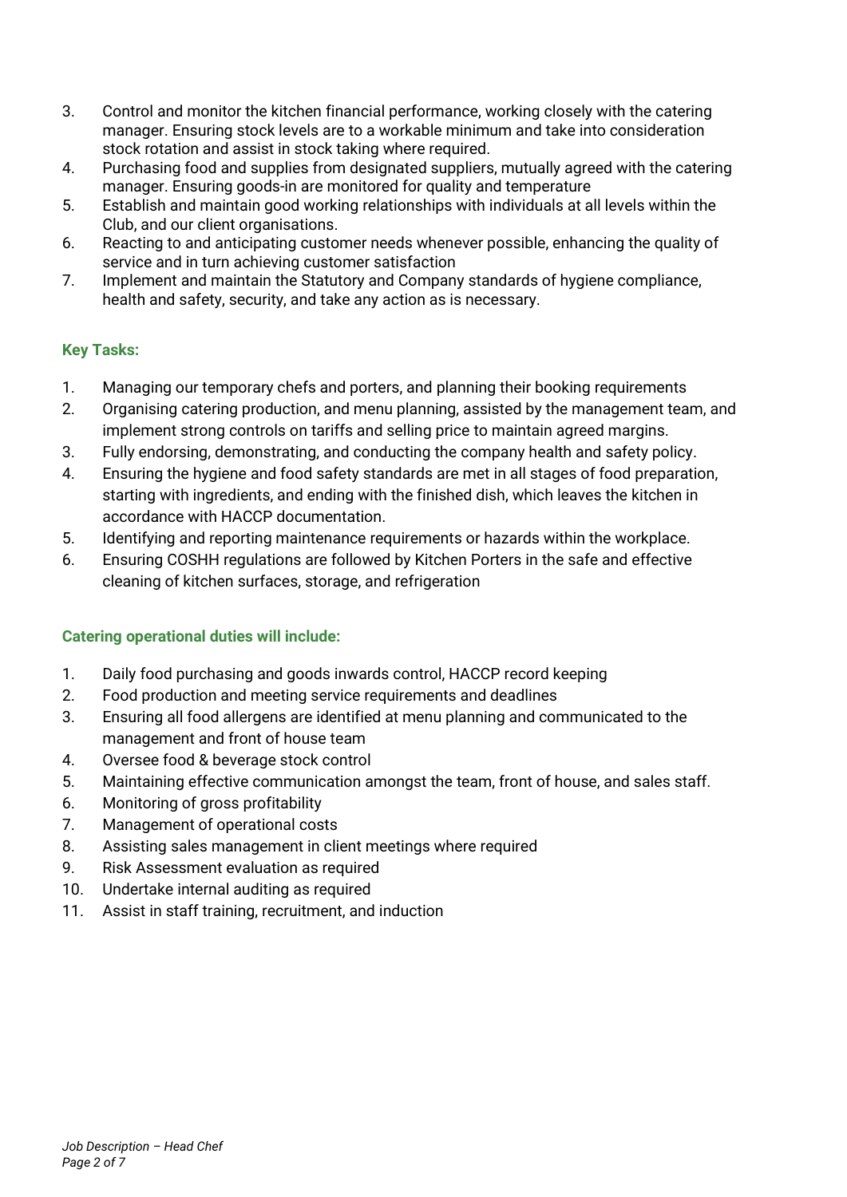3. Control and monitor the kitchen financial performance, working closely with the catering manager. Ensuring stock levels are to a workable minimum and take into consideration stock rotation and assist in stock taking where required.
4. Purchasing food and supplies from designated suppliers, mutually agreed with the catering manager. Ensuring goods-in are monitored for quality and temperature
5. Establish and maintain good working relationships with individuals at all levels within the Club, and our client organisations.
6. Reacting to and anticipating customer needs whenever possible, enhancing the quality of service and in turn achieving customer satisfaction
7. Implement and maintain the Statutory and Company standards of hygiene compliance, health and safety, security, and take any action as is necessary.

### Key Tasks:

1. Managing our temporary chefs and porters, and planning their booking requirements
2. Organising catering production, and menu planning, assisted by the management team, and implement strong controls on tariffs and selling price to maintain agreed margins.
3. Fully endorsing, demonstrating, and conducting the company health and safety policy.
4. Ensuring the hygiene and food safety standards are met in all stages of food preparation, starting with ingredients, and ending with the finished dish, which leaves the kitchen in accordance with HACCP documentation.
5. Identifying and reporting maintenance requirements or hazards within the workplace.
6. Ensuring COSHH regulations are followed by Kitchen Porters in the safe and effective cleaning of kitchen surfaces, storage, and refrigeration

### Catering operational duties will include:

1. Daily food purchasing and goods inwards control, HACCP record keeping
2. Food production and meeting service requirements and deadlines
3. Ensuring all food allergens are identified at menu planning and communicated to the management and front of house team
4. Oversee food & beverage stock control
5. Maintaining effective communication amongst the team, front of house, and sales staff.
6. Monitoring of gross profitability
7. Management of operational costs
8. Assisting sales management in client meetings where required
9. Risk Assessment evaluation as required
10. Undertake internal auditing as required
11. Assist in staff training, recruitment, and induction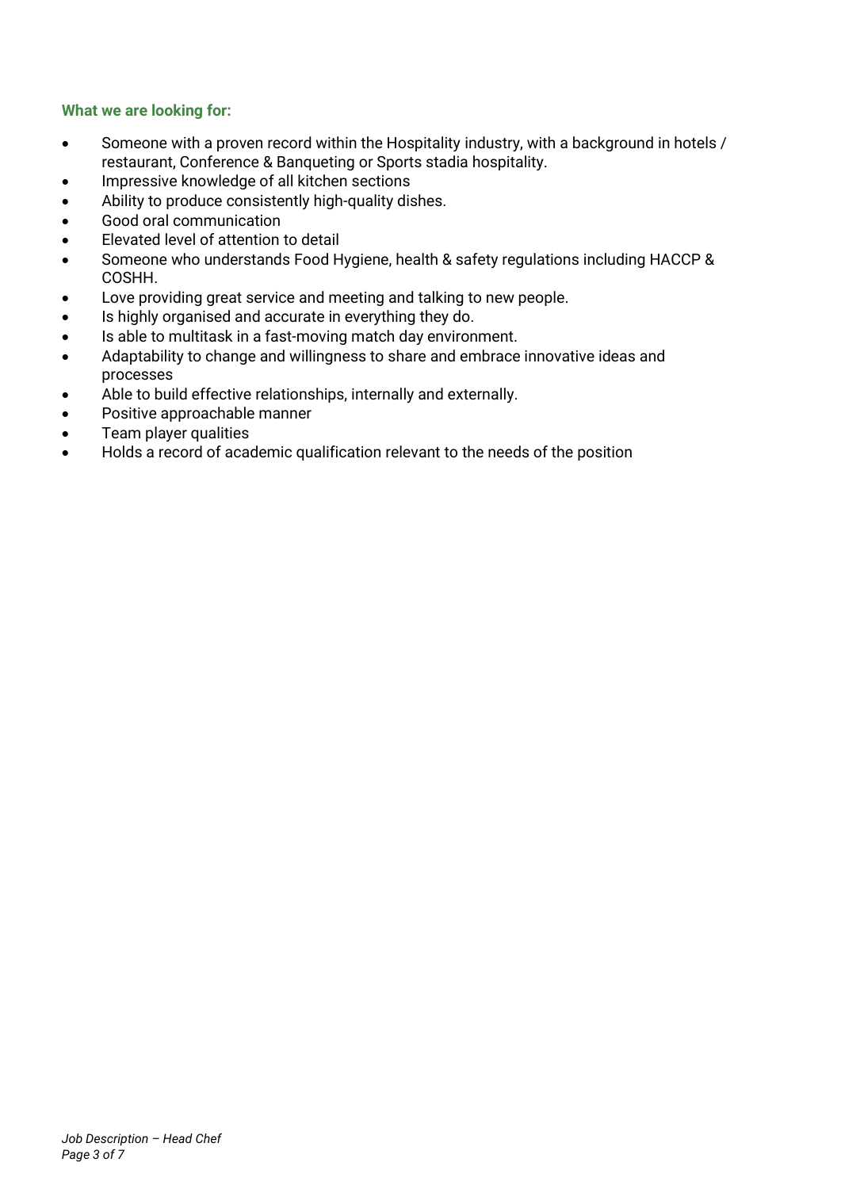### What we are looking for:

- Someone with a proven record within the Hospitality industry, with a background in hotels / restaurant, Conference & Banqueting or Sports stadia hospitality.
- Impressive knowledge of all kitchen sections
- Ability to produce consistently high-quality dishes.
- Good oral communication
- Elevated level of attention to detail
- Someone who understands Food Hygiene, health & safety regulations including HACCP & COSHH.
- Love providing great service and meeting and talking to new people.
- Is highly organised and accurate in everything they do.
- Is able to multitask in a fast-moving match day environment.
- Adaptability to change and willingness to share and embrace innovative ideas and processes
- Able to build effective relationships, internally and externally.
- Positive approachable manner
- Team player qualities
- Holds a record of academic qualification relevant to the needs of the position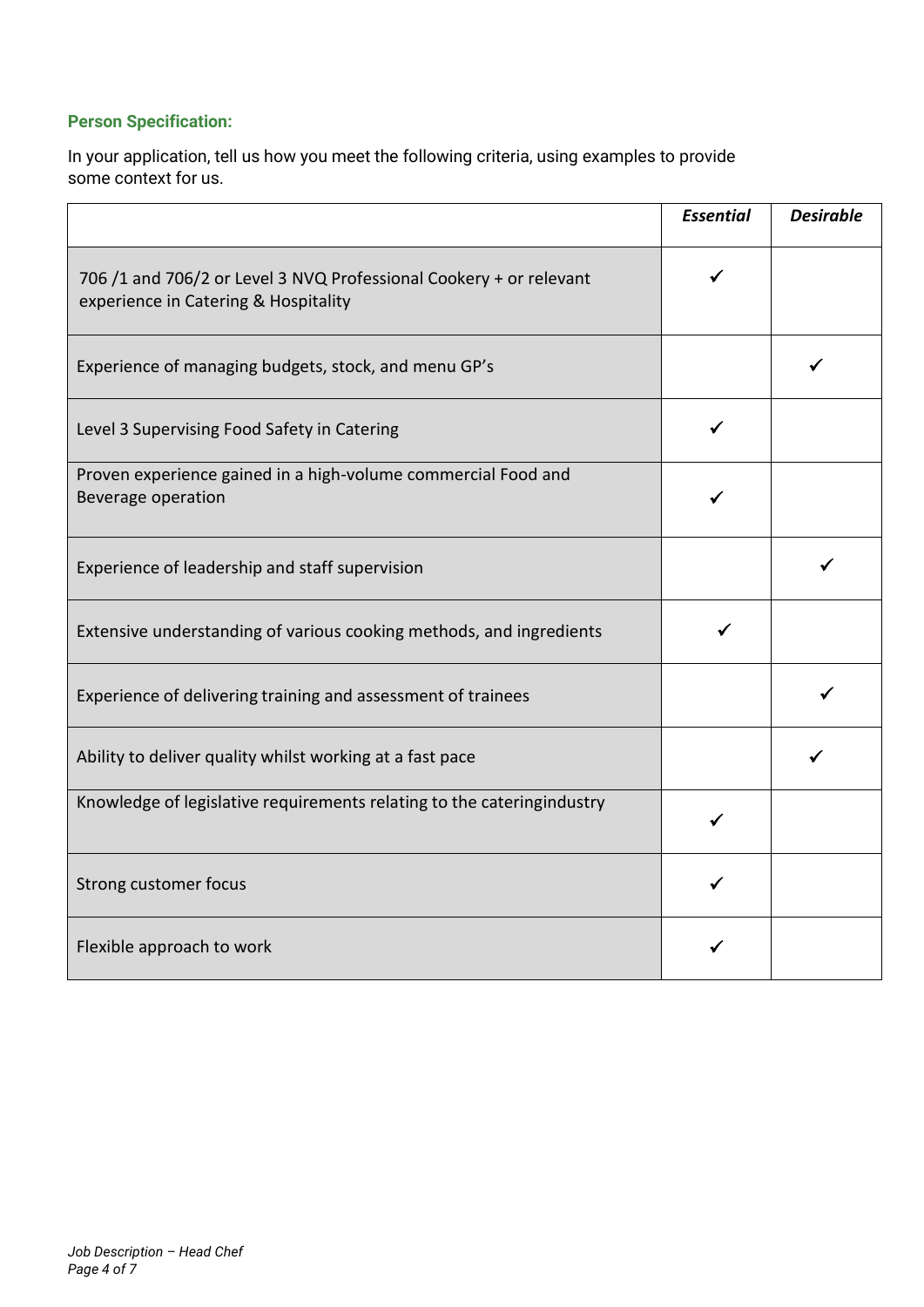**Person Specification:**

In your application, tell us how you meet the following criteria, using examples to provide some context for us.

| | *Essential* | *Desirable* |
|---|---|---|
| 706 /1 and 706/2 or Level 3 NVQ Professional Cookery + or relevant experience in Catering & Hospitality | ✓ | |
| Experience of managing budgets, stock, and menu GP's | | ✓ |
| Level 3 Supervising Food Safety in Catering | ✓ | |
| Proven experience gained in a high-volume commercial Food and Beverage operation | ✓ | |
| Experience of leadership and staff supervision | | ✓ |
| Extensive understanding of various cooking methods, and ingredients | ✓ | |
| Experience of delivering training and assessment of trainees | | ✓ |
| Ability to deliver quality whilst working at a fast pace | | ✓ |
| Knowledge of legislative requirements relating to the cateringindustry | ✓ | |
| Strong customer focus | ✓ | |
| Flexible approach to work | ✓ | |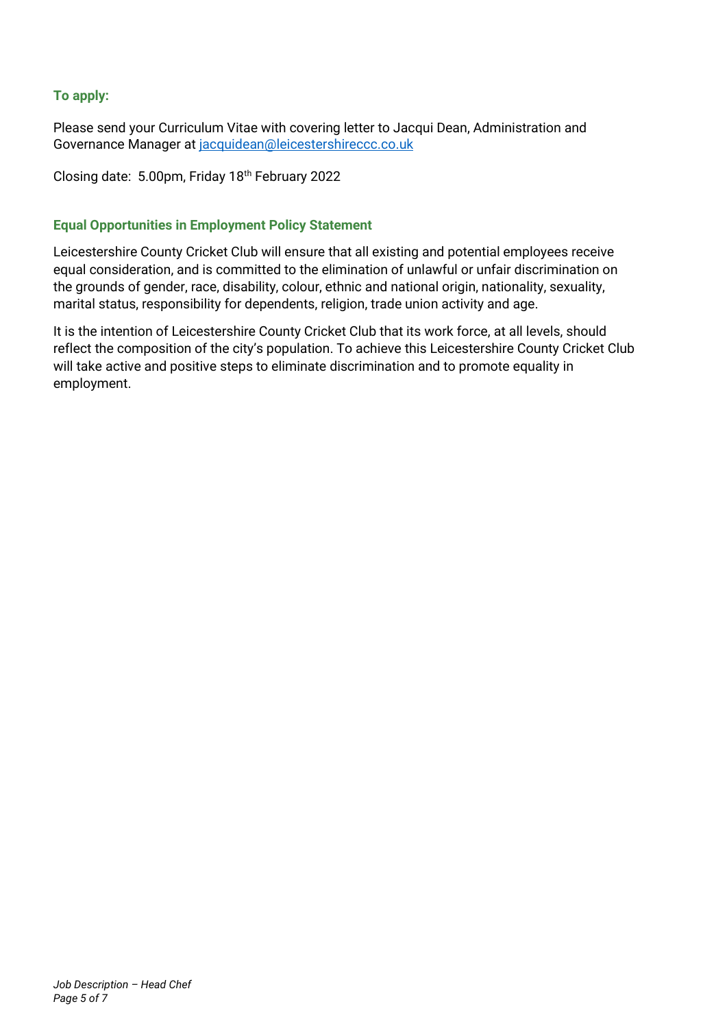### To apply:

Please send your Curriculum Vitae with covering letter to Jacqui Dean, Administration and Governance Manager at [jacquidean@leicestershireccc.co.uk](mailto:jacquidean@leicestershireccc.co.uk)

Closing date: 5.00pm, Friday 18th February 2022

### Equal Opportunities in Employment Policy Statement

Leicestershire County Cricket Club will ensure that all existing and potential employees receive equal consideration, and is committed to the elimination of unlawful or unfair discrimination on the grounds of gender, race, disability, colour, ethnic and national origin, nationality, sexuality, marital status, responsibility for dependents, religion, trade union activity and age.

It is the intention of Leicestershire County Cricket Club that its work force, at all levels, should reflect the composition of the city's population. To achieve this Leicestershire County Cricket Club will take active and positive steps to eliminate discrimination and to promote equality in employment.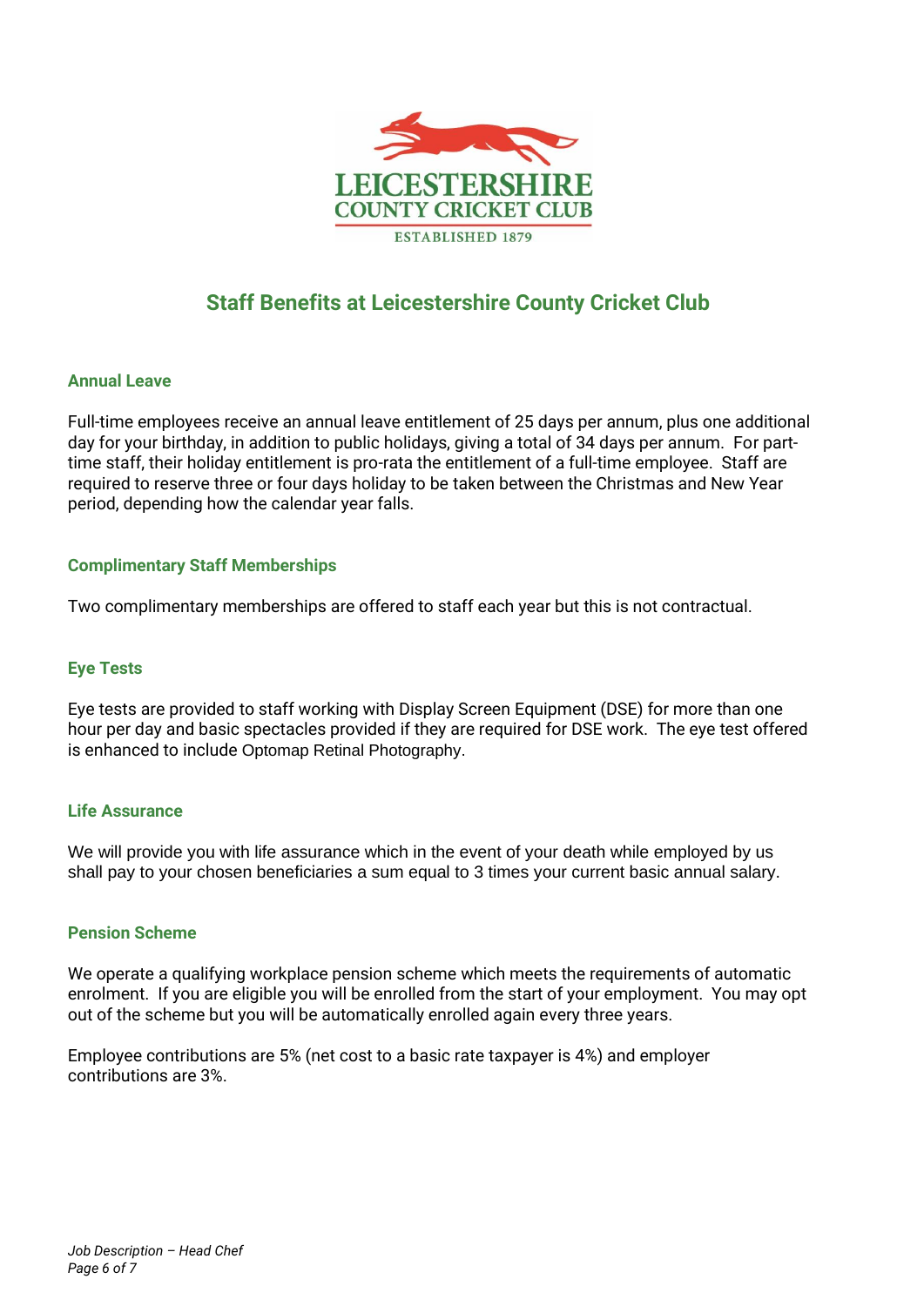## Staff Benefits at Leicestershire County Cricket Club

### Annual Leave

Full-time employees receive an annual leave entitlement of 25 days per annum, plus one additional day for your birthday, in addition to public holidays, giving a total of 34 days per annum. For part-time staff, their holiday entitlement is pro-rata the entitlement of a full-time employee. Staff are required to reserve three or four days holiday to be taken between the Christmas and New Year period, depending how the calendar year falls.

### Complimentary Staff Memberships

Two complimentary memberships are offered to staff each year but this is not contractual.

### Eye Tests

Eye tests are provided to staff working with Display Screen Equipment (DSE) for more than one hour per day and basic spectacles provided if they are required for DSE work. The eye test offered is enhanced to include Optomap Retinal Photography.

### Life Assurance

We will provide you with life assurance which in the event of your death while employed by us shall pay to your chosen beneficiaries a sum equal to 3 times your current basic annual salary.

### Pension Scheme

We operate a qualifying workplace pension scheme which meets the requirements of automatic enrolment. If you are eligible you will be enrolled from the start of your employment. You may opt out of the scheme but you will be automatically enrolled again every three years.

Employee contributions are 5% (net cost to a basic rate taxpayer is 4%) and employer contributions are 3%.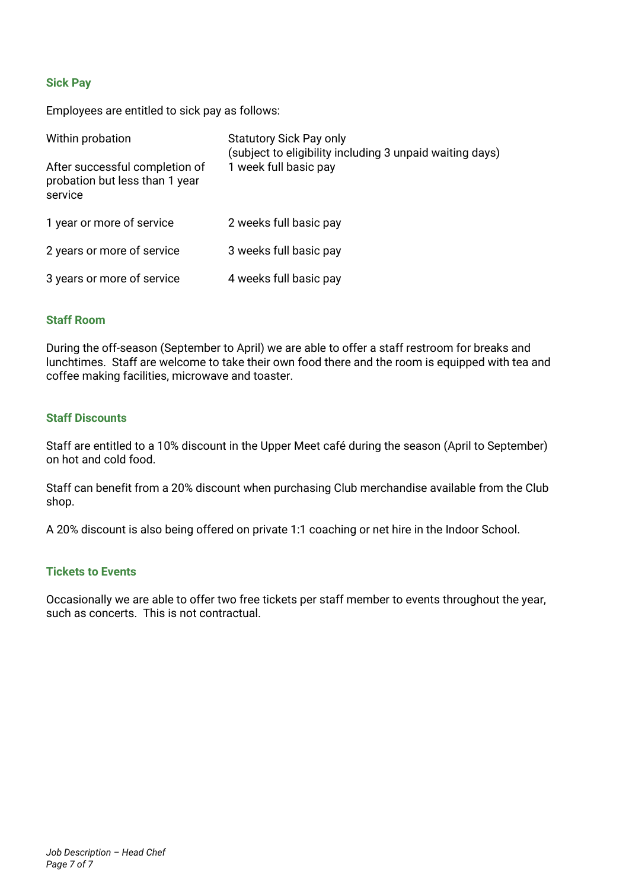### Sick Pay

Employees are entitled to sick pay as follows:

| | |
|---|---|
| Within probation | Statutory Sick Pay only (subject to eligibility including 3 unpaid waiting days) |
| After successful completion of probation but less than 1 year service | 1 week full basic pay |
| 1 year or more of service | 2 weeks full basic pay |
| 2 years or more of service | 3 weeks full basic pay |
| 3 years or more of service | 4 weeks full basic pay |

### Staff Room

During the off-season (September to April) we are able to offer a staff restroom for breaks and lunchtimes. Staff are welcome to take their own food there and the room is equipped with tea and coffee making facilities, microwave and toaster.

### Staff Discounts

Staff are entitled to a 10% discount in the Upper Meet café during the season (April to September) on hot and cold food.

Staff can benefit from a 20% discount when purchasing Club merchandise available from the Club shop.

A 20% discount is also being offered on private 1:1 coaching or net hire in the Indoor School.

### Tickets to Events

Occasionally we are able to offer two free tickets per staff member to events throughout the year, such as concerts. This is not contractual.